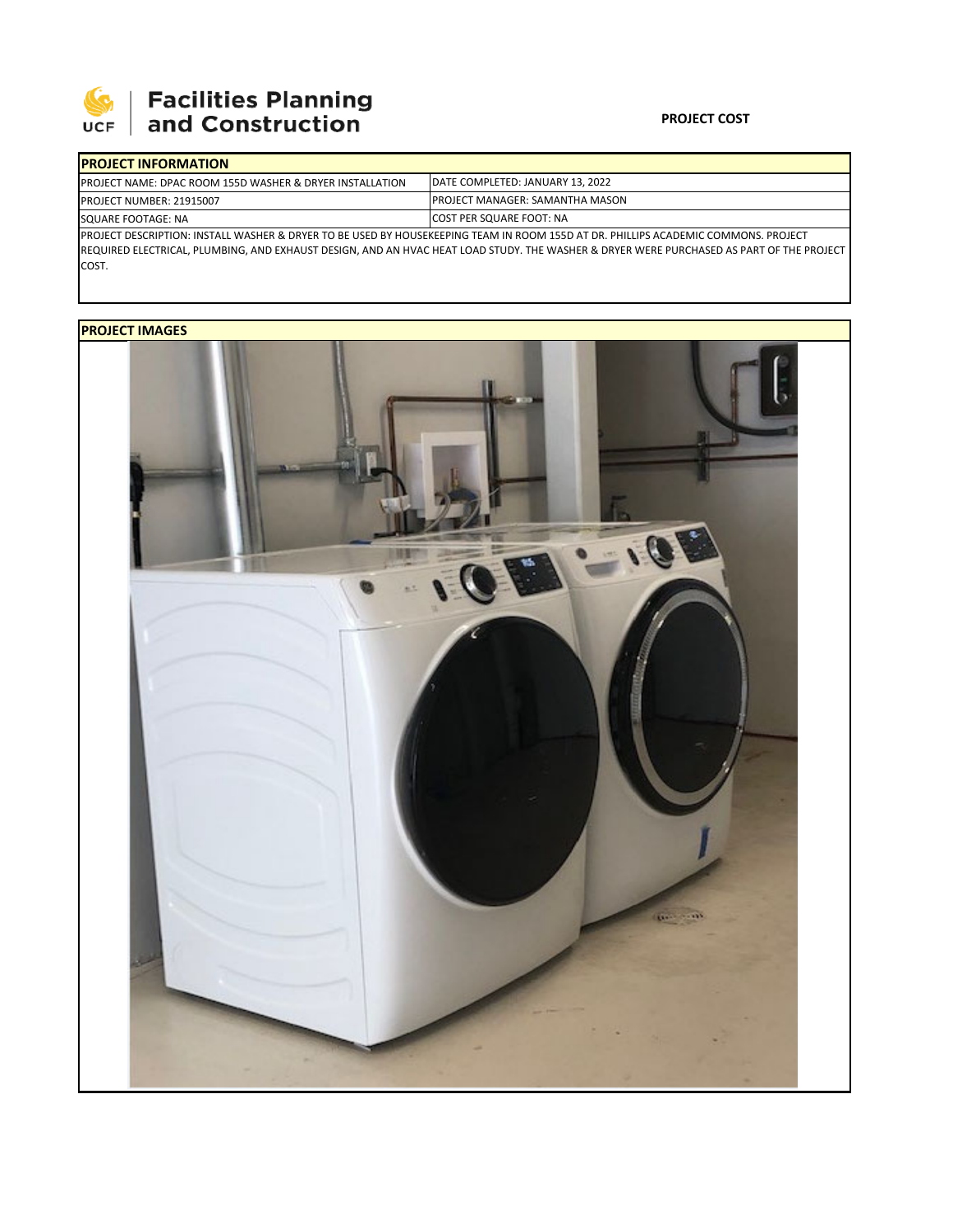**UCF Facilities Planning and Construction**

**PROJECT COST**

## PROJECT INFORMATION

| | |
|---|---|
| PROJECT NAME: DPAC ROOM 155D WASHER & DRYER INSTALLATION | DATE COMPLETED: JANUARY 13, 2022 |
| PROJECT NUMBER: 21915007 | PROJECT MANAGER: SAMANTHA MASON |
| SQUARE FOOTAGE: NA | COST PER SQUARE FOOT: NA |

PROJECT DESCRIPTION: INSTALL WASHER & DRYER TO BE USED BY HOUSEKEEPING TEAM IN ROOM 155D AT DR. PHILLIPS ACADEMIC COMMONS. PROJECT REQUIRED ELECTRICAL, PLUMBING, AND EXHAUST DESIGN, AND AN HVAC HEAT LOAD STUDY. THE WASHER & DRYER WERE PURCHASED AS PART OF THE PROJECT COST.

## PROJECT IMAGES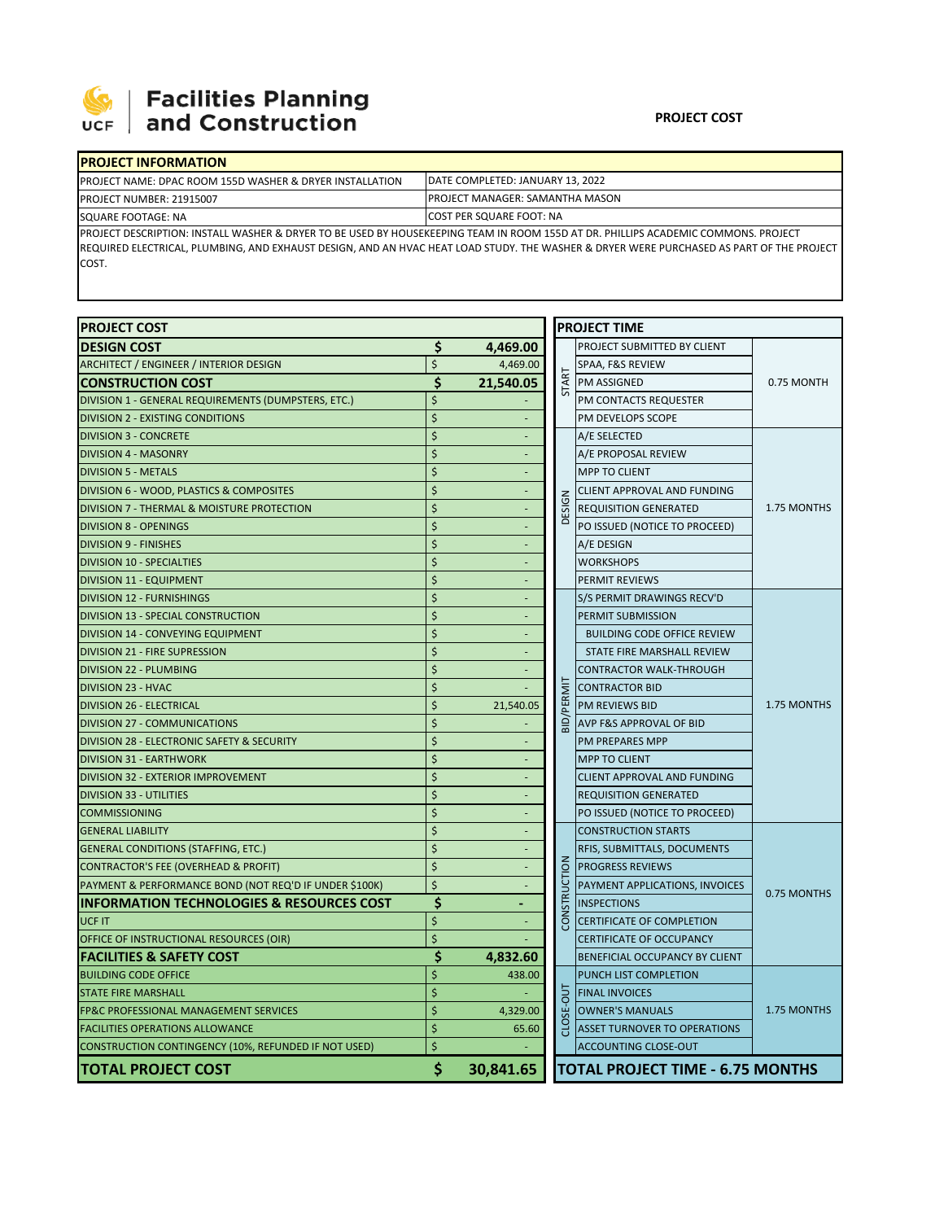Facilities Planning and Construction

**PROJECT COST**

| PROJECT INFORMATION | |
|---|---|
| PROJECT NAME: DPAC ROOM 155D WASHER & DRYER INSTALLATION | DATE COMPLETED: JANUARY 13, 2022 |
| PROJECT NUMBER: 21915007 | PROJECT MANAGER: SAMANTHA MASON |
| SQUARE FOOTAGE: NA | COST PER SQUARE FOOT: NA |

PROJECT DESCRIPTION: INSTALL WASHER & DRYER TO BE USED BY HOUSEKEEPING TEAM IN ROOM 155D AT DR. PHILLIPS ACADEMIC COMMONS. PROJECT REQUIRED ELECTRICAL, PLUMBING, AND EXHAUST DESIGN, AND AN HVAC HEAT LOAD STUDY. THE WASHER & DRYER WERE PURCHASED AS PART OF THE PROJECT COST.

| PROJECT COST | | |
|---|---|---|
| **DESIGN COST** | **$** | **4,469.00** |
| ARCHITECT / ENGINEER / INTERIOR DESIGN | $ | 4,469.00 |
| **CONSTRUCTION COST** | **$** | **21,540.05** |
| DIVISION 1 - GENERAL REQUIREMENTS (DUMPSTERS, ETC.) | $ | - |
| DIVISION 2 - EXISTING CONDITIONS | $ | - |
| DIVISION 3 - CONCRETE | $ | - |
| DIVISION 4 - MASONRY | $ | - |
| DIVISION 5 - METALS | $ | - |
| DIVISION 6 - WOOD, PLASTICS & COMPOSITES | $ | - |
| DIVISION 7 - THERMAL & MOISTURE PROTECTION | $ | - |
| DIVISION 8 - OPENINGS | $ | - |
| DIVISION 9 - FINISHES | $ | - |
| DIVISION 10 - SPECIALTIES | $ | - |
| DIVISION 11 - EQUIPMENT | $ | - |
| DIVISION 12 - FURNISHINGS | $ | - |
| DIVISION 13 - SPECIAL CONSTRUCTION | $ | - |
| DIVISION 14 - CONVEYING EQUIPMENT | $ | - |
| DIVISION 21 - FIRE SUPRESSION | $ | - |
| DIVISION 22 - PLUMBING | $ | - |
| DIVISION 23 - HVAC | $ | - |
| DIVISION 26 - ELECTRICAL | $ | 21,540.05 |
| DIVISION 27 - COMMUNICATIONS | $ | - |
| DIVISION 28 - ELECTRONIC SAFETY & SECURITY | $ | - |
| DIVISION 31 - EARTHWORK | $ | - |
| DIVISION 32 - EXTERIOR IMPROVEMENT | $ | - |
| DIVISION 33 - UTILITIES | $ | - |
| COMMISSIONING | $ | - |
| GENERAL LIABILITY | $ | - |
| GENERAL CONDITIONS (STAFFING, ETC.) | $ | - |
| CONTRACTOR'S FEE (OVERHEAD & PROFIT) | $ | - |
| PAYMENT & PERFORMANCE BOND (NOT REQ'D IF UNDER $100K) | $ | - |
| **INFORMATION TECHNOLOGIES & RESOURCES COST** | **$** | **-** |
| UCF IT | $ | - |
| OFFICE OF INSTRUCTIONAL RESOURCES (OIR) | $ | - |
| **FACILITIES & SAFETY COST** | **$** | **4,832.60** |
| BUILDING CODE OFFICE | $ | 438.00 |
| STATE FIRE MARSHALL | $ | - |
| FP&C PROFESSIONAL MANAGEMENT SERVICES | $ | 4,329.00 |
| FACILITIES OPERATIONS ALLOWANCE | $ | 65.60 |
| CONSTRUCTION CONTINGENCY (10%, REFUNDED IF NOT USED) | $ | - |
| **TOTAL PROJECT COST** | **$** | **30,841.65** |

| PROJECT TIME | | |
|---|---|---|
| START | PROJECT SUBMITTED BY CLIENT | 0.75 MONTH |
| | SPAA, F&S REVIEW | |
| | PM ASSIGNED | |
| | PM CONTACTS REQUESTER | |
| | PM DEVELOPS SCOPE | |
| DESIGN | A/E SELECTED | 1.75 MONTHS |
| | A/E PROPOSAL REVIEW | |
| | MPP TO CLIENT | |
| | CLIENT APPROVAL AND FUNDING | |
| | REQUISITION GENERATED | |
| | PO ISSUED (NOTICE TO PROCEED) | |
| | A/E DESIGN | |
| | WORKSHOPS | |
| | PERMIT REVIEWS | |
| BID/PERMIT | S/S PERMIT DRAWINGS RECV'D | 1.75 MONTHS |
| | PERMIT SUBMISSION | |
| | BUILDING CODE OFFICE REVIEW | |
| | STATE FIRE MARSHALL REVIEW | |
| | CONTRACTOR WALK-THROUGH | |
| | CONTRACTOR BID | |
| | PM REVIEWS BID | |
| | AVP F&S APPROVAL OF BID | |
| | PM PREPARES MPP | |
| | MPP TO CLIENT | |
| | CLIENT APPROVAL AND FUNDING | |
| | REQUISITION GENERATED | |
| | PO ISSUED (NOTICE TO PROCEED) | |
| CONSTRUCTION | CONSTRUCTION STARTS | 0.75 MONTHS |
| | RFIS, SUBMITTALS, DOCUMENTS | |
| | PROGRESS REVIEWS | |
| | PAYMENT APPLICATIONS, INVOICES | |
| | INSPECTIONS | |
| | CERTIFICATE OF COMPLETION | |
| | CERTIFICATE OF OCCUPANCY | |
| | BENEFICIAL OCCUPANCY BY CLIENT | |
| CLOSE-OUT | PUNCH LIST COMPLETION | 1.75 MONTHS |
| | FINAL INVOICES | |
| | OWNER'S MANUALS | |
| | ASSET TURNOVER TO OPERATIONS | |
| | ACCOUNTING CLOSE-OUT | |
| **TOTAL PROJECT TIME - 6.75 MONTHS** | | |